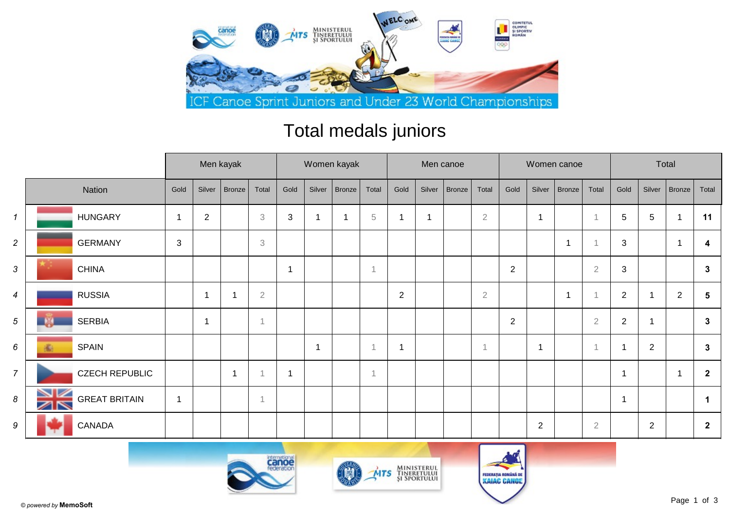ICF Canoe Sprint Juniors and Under 23 World Championships

# Total medals juniors

| | Nation | Men kayak | | | | Women kayak | | | | Men canoe | | | | Women canoe | | | | Total | | | |
|---|---|---|---|---|---|---|---|---|---|---|---|---|---|---|---|---|---|---|---|---|---|
| | | Gold | Silver | Bronze | Total | Gold | Silver | Bronze | Total | Gold | Silver | Bronze | Total | Gold | Silver | Bronze | Total | Gold | Silver | Bronze | Total |
| 1 | HUNGARY | 1 | 2 | | 3 | 3 | 1 | 1 | 5 | 1 | 1 | | 2 | | 1 | | 1 | 5 | 5 | 1 | **11** |
| 2 | GERMANY | 3 | | | 3 | | | | | | | | | | | 1 | 1 | 3 | | 1 | **4** |
| 3 | CHINA | | | | | 1 | | | 1 | | | | | 2 | | | 2 | 3 | | | **3** |
| 4 | RUSSIA | | 1 | 1 | 2 | | | | | 2 | | | 2 | | | 1 | 1 | 2 | 1 | 2 | **5** |
| 5 | SERBIA | | 1 | | 1 | | | | | | | | | 2 | | | 2 | 2 | 1 | | **3** |
| 6 | SPAIN | | | | | | 1 | | 1 | 1 | | | 1 | | 1 | | 1 | 1 | 2 | | **3** |
| 7 | CZECH REPUBLIC | | | 1 | 1 | 1 | | | 1 | | | | | | | | | 1 | | 1 | **2** |
| 8 | GREAT BRITAIN | 1 | | | 1 | | | | | | | | | | | | | 1 | | | **1** |
| 9 | CANADA | | | | | | | | | | | | | | 2 | | 2 | | 2 | | **2** |

© *powered by* **MemoSoft**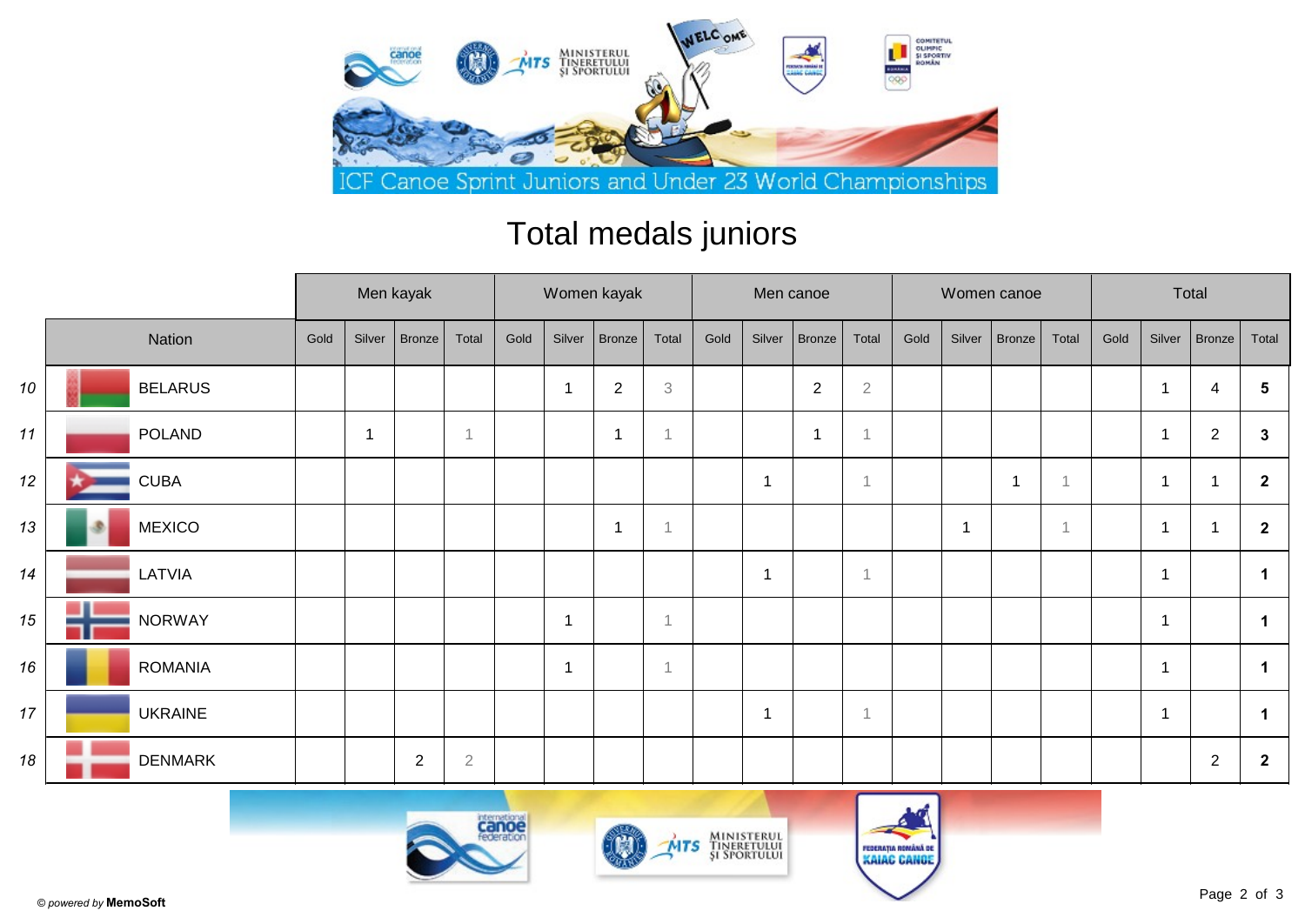ICF Canoe Sprint Juniors and Under 23 World Championships

# Total medals juniors

| | Nation | Men kayak | | | | Women kayak | | | | Men canoe | | | | Women canoe | | | | Total | | | |
|---|---|---|---|---|---|---|---|---|---|---|---|---|---|---|---|---|---|---|---|---|---|
| | | Gold | Silver | Bronze | Total | Gold | Silver | Bronze | Total | Gold | Silver | Bronze | Total | Gold | Silver | Bronze | Total | Gold | Silver | Bronze | Total |
| 10 | BELARUS | | | | | | 1 | 2 | 3 | | | 2 | 2 | | | | | | 1 | 4 | **5** |
| 11 | POLAND | | 1 | | 1 | | | 1 | 1 | | | 1 | 1 | | | | | | 1 | 2 | **3** |
| 12 | CUBA | | | | | | | | | | 1 | | 1 | | | 1 | 1 | | 1 | 1 | **2** |
| 13 | MEXICO | | | | | | | 1 | 1 | | | | | | 1 | | 1 | | 1 | 1 | **2** |
| 14 | LATVIA | | | | | | | | | | 1 | | 1 | | | | | | 1 | | **1** |
| 15 | NORWAY | | | | | | 1 | | 1 | | | | | | | | | | 1 | | **1** |
| 16 | ROMANIA | | | | | | 1 | | 1 | | | | | | | | | | 1 | | **1** |
| 17 | UKRAINE | | | | | | | | | | 1 | | 1 | | | | | | 1 | | **1** |
| 18 | DENMARK | | | 2 | 2 | | | | | | | | | | | | | | | 2 | **2** |

© *powered by* **MemoSoft**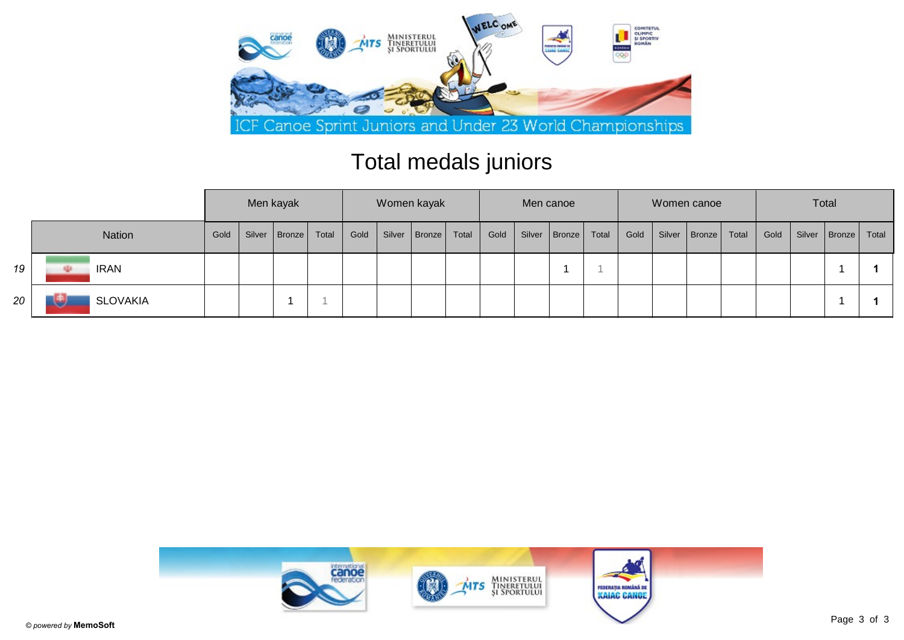ICF Canoe Sprint Juniors and Under 23 World Championships

# Total medals juniors

| | Nation | Men kayak | | | | Women kayak | | | | Men canoe | | | | Women canoe | | | | Total | | | |
|---|---|---|---|---|---|---|---|---|---|---|---|---|---|---|---|---|---|---|---|---|---|
| | | Gold | Silver | Bronze | Total | Gold | Silver | Bronze | Total | Gold | Silver | Bronze | Total | Gold | Silver | Bronze | Total | Gold | Silver | Bronze | Total |
| 19 | IRAN | | | | | | | | | | | 1 | 1 | | | | | | | 1 | **1** |
| 20 | SLOVAKIA | | | 1 | 1 | | | | | | | | | | | | | | | 1 | **1** |

© powered by **MemoSoft**